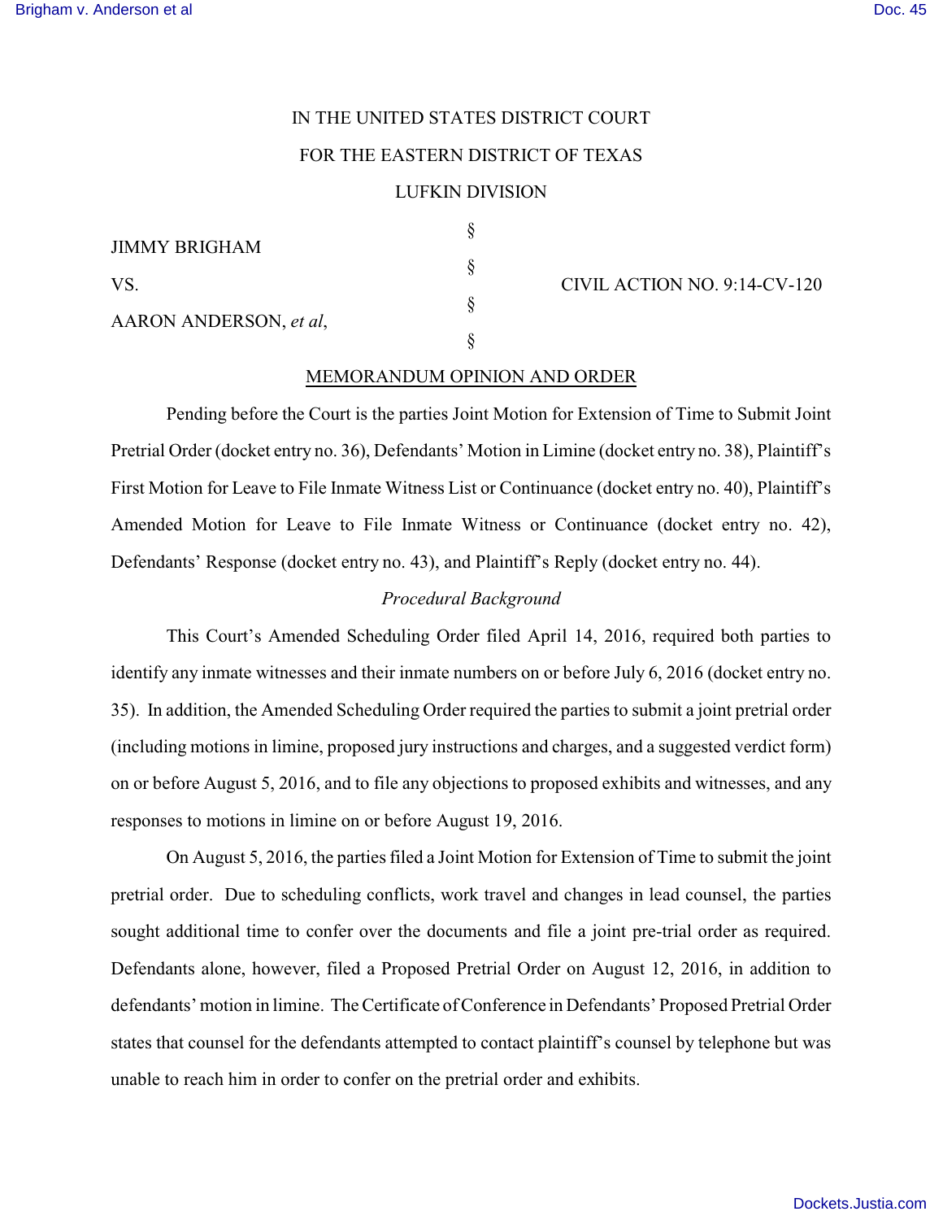IN THE UNITED STATES DISTRICT COURT

FOR THE EASTERN DISTRICT OF TEXAS

LUFKIN DIVISION

| | | |
|---|---|---|
| JIMMY BRIGHAM | § | |
| | § | |
| VS. | § | CIVIL ACTION NO. 9:14-CV-120 |
| | § | |
| AARON ANDERSON, *et al*, | § | |

## MEMORANDUM OPINION AND ORDER

Pending before the Court is the parties Joint Motion for Extension of Time to Submit Joint Pretrial Order (docket entry no. 36), Defendants' Motion in Limine (docket entry no. 38), Plaintiff's First Motion for Leave to File Inmate Witness List or Continuance (docket entry no. 40), Plaintiff's Amended Motion for Leave to File Inmate Witness or Continuance (docket entry no. 42), Defendants' Response (docket entry no. 43), and Plaintiff's Reply (docket entry no. 44).

### *Procedural Background*

This Court's Amended Scheduling Order filed April 14, 2016, required both parties to identify any inmate witnesses and their inmate numbers on or before July 6, 2016 (docket entry no. 35). In addition, the Amended Scheduling Order required the parties to submit a joint pretrial order (including motions in limine, proposed jury instructions and charges, and a suggested verdict form) on or before August 5, 2016, and to file any objections to proposed exhibits and witnesses, and any responses to motions in limine on or before August 19, 2016.

On August 5, 2016, the parties filed a Joint Motion for Extension of Time to submit the joint pretrial order. Due to scheduling conflicts, work travel and changes in lead counsel, the parties sought additional time to confer over the documents and file a joint pre-trial order as required. Defendants alone, however, filed a Proposed Pretrial Order on August 12, 2016, in addition to defendants' motion in limine. The Certificate of Conference in Defendants' Proposed Pretrial Order states that counsel for the defendants attempted to contact plaintiff's counsel by telephone but was unable to reach him in order to confer on the pretrial order and exhibits.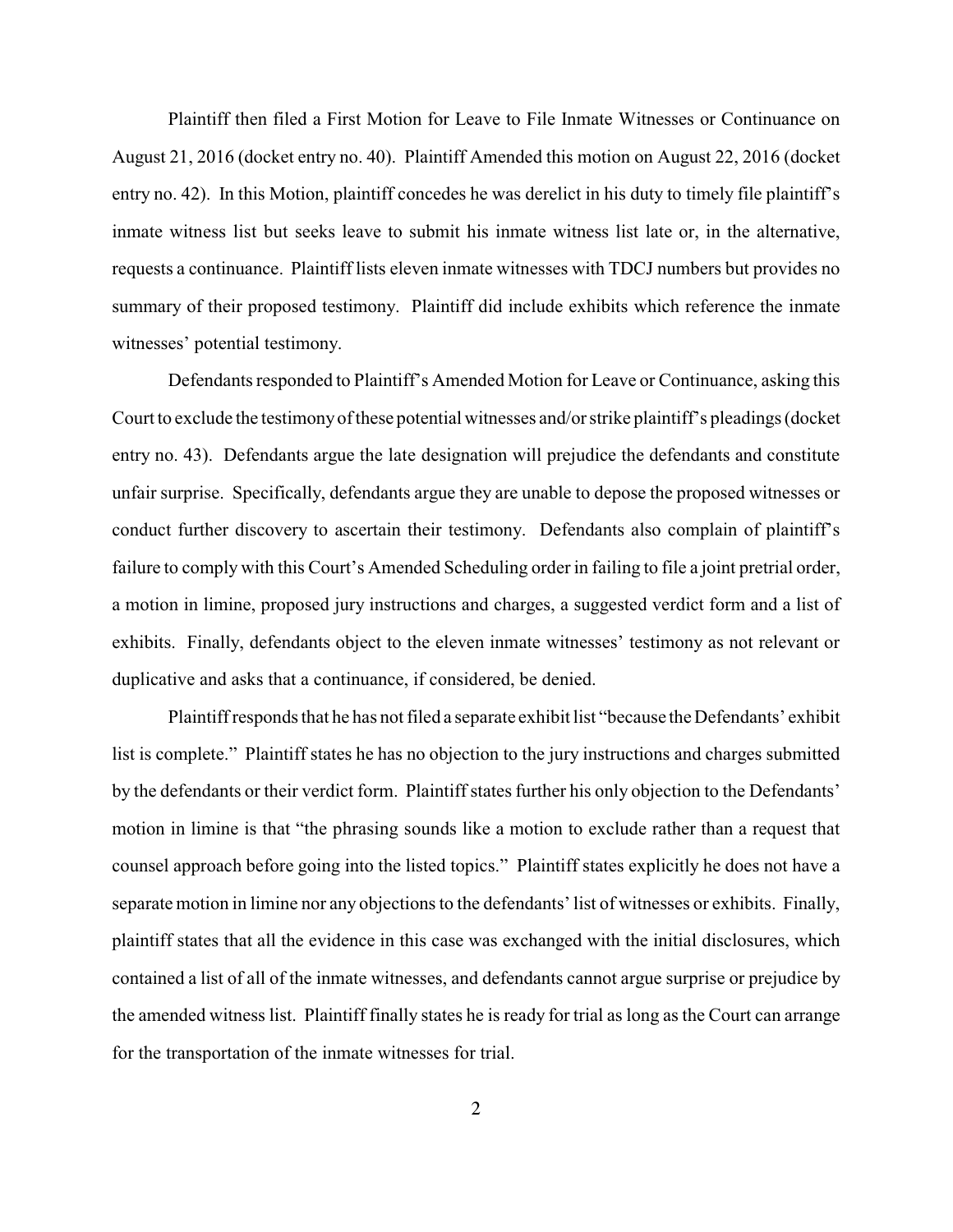Plaintiff then filed a First Motion for Leave to File Inmate Witnesses or Continuance on August 21, 2016 (docket entry no. 40). Plaintiff Amended this motion on August 22, 2016 (docket entry no. 42). In this Motion, plaintiff concedes he was derelict in his duty to timely file plaintiff's inmate witness list but seeks leave to submit his inmate witness list late or, in the alternative, requests a continuance. Plaintiff lists eleven inmate witnesses with TDCJ numbers but provides no summary of their proposed testimony. Plaintiff did include exhibits which reference the inmate witnesses' potential testimony.

Defendants responded to Plaintiff's Amended Motion for Leave or Continuance, asking this Court to exclude the testimony of these potential witnesses and/or strike plaintiff's pleadings (docket entry no. 43). Defendants argue the late designation will prejudice the defendants and constitute unfair surprise. Specifically, defendants argue they are unable to depose the proposed witnesses or conduct further discovery to ascertain their testimony. Defendants also complain of plaintiff's failure to comply with this Court's Amended Scheduling order in failing to file a joint pretrial order, a motion in limine, proposed jury instructions and charges, a suggested verdict form and a list of exhibits. Finally, defendants object to the eleven inmate witnesses' testimony as not relevant or duplicative and asks that a continuance, if considered, be denied.

Plaintiff responds that he has not filed a separate exhibit list "because the Defendants' exhibit list is complete." Plaintiff states he has no objection to the jury instructions and charges submitted by the defendants or their verdict form. Plaintiff states further his only objection to the Defendants' motion in limine is that "the phrasing sounds like a motion to exclude rather than a request that counsel approach before going into the listed topics." Plaintiff states explicitly he does not have a separate motion in limine nor any objections to the defendants' list of witnesses or exhibits. Finally, plaintiff states that all the evidence in this case was exchanged with the initial disclosures, which contained a list of all of the inmate witnesses, and defendants cannot argue surprise or prejudice by the amended witness list. Plaintiff finally states he is ready for trial as long as the Court can arrange for the transportation of the inmate witnesses for trial.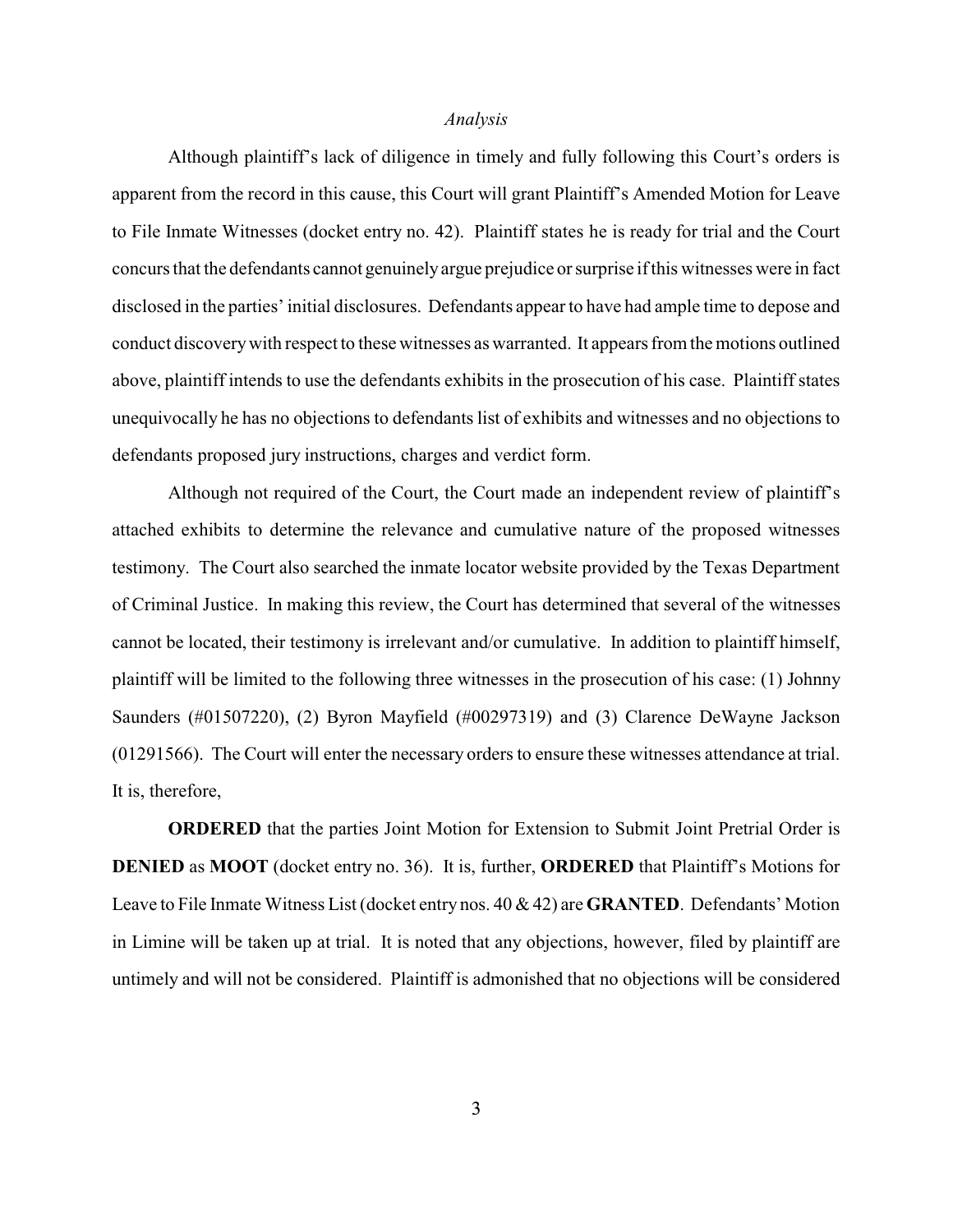*Analysis*

Although plaintiff's lack of diligence in timely and fully following this Court's orders is apparent from the record in this cause, this Court will grant Plaintiff's Amended Motion for Leave to File Inmate Witnesses (docket entry no. 42). Plaintiff states he is ready for trial and the Court concurs that the defendants cannot genuinely argue prejudice or surprise if this witnesses were in fact disclosed in the parties' initial disclosures. Defendants appear to have had ample time to depose and conduct discovery with respect to these witnesses as warranted. It appears from the motions outlined above, plaintiff intends to use the defendants exhibits in the prosecution of his case. Plaintiff states unequivocally he has no objections to defendants list of exhibits and witnesses and no objections to defendants proposed jury instructions, charges and verdict form.

Although not required of the Court, the Court made an independent review of plaintiff's attached exhibits to determine the relevance and cumulative nature of the proposed witnesses testimony. The Court also searched the inmate locator website provided by the Texas Department of Criminal Justice. In making this review, the Court has determined that several of the witnesses cannot be located, their testimony is irrelevant and/or cumulative. In addition to plaintiff himself, plaintiff will be limited to the following three witnesses in the prosecution of his case: (1) Johnny Saunders (#01507220), (2) Byron Mayfield (#00297319) and (3) Clarence DeWayne Jackson (01291566). The Court will enter the necessary orders to ensure these witnesses attendance at trial. It is, therefore,

**ORDERED** that the parties Joint Motion for Extension to Submit Joint Pretrial Order is **DENIED** as **MOOT** (docket entry no. 36). It is, further, **ORDERED** that Plaintiff's Motions for Leave to File Inmate Witness List (docket entry nos. 40 & 42) are **GRANTED**. Defendants' Motion in Limine will be taken up at trial. It is noted that any objections, however, filed by plaintiff are untimely and will not be considered. Plaintiff is admonished that no objections will be considered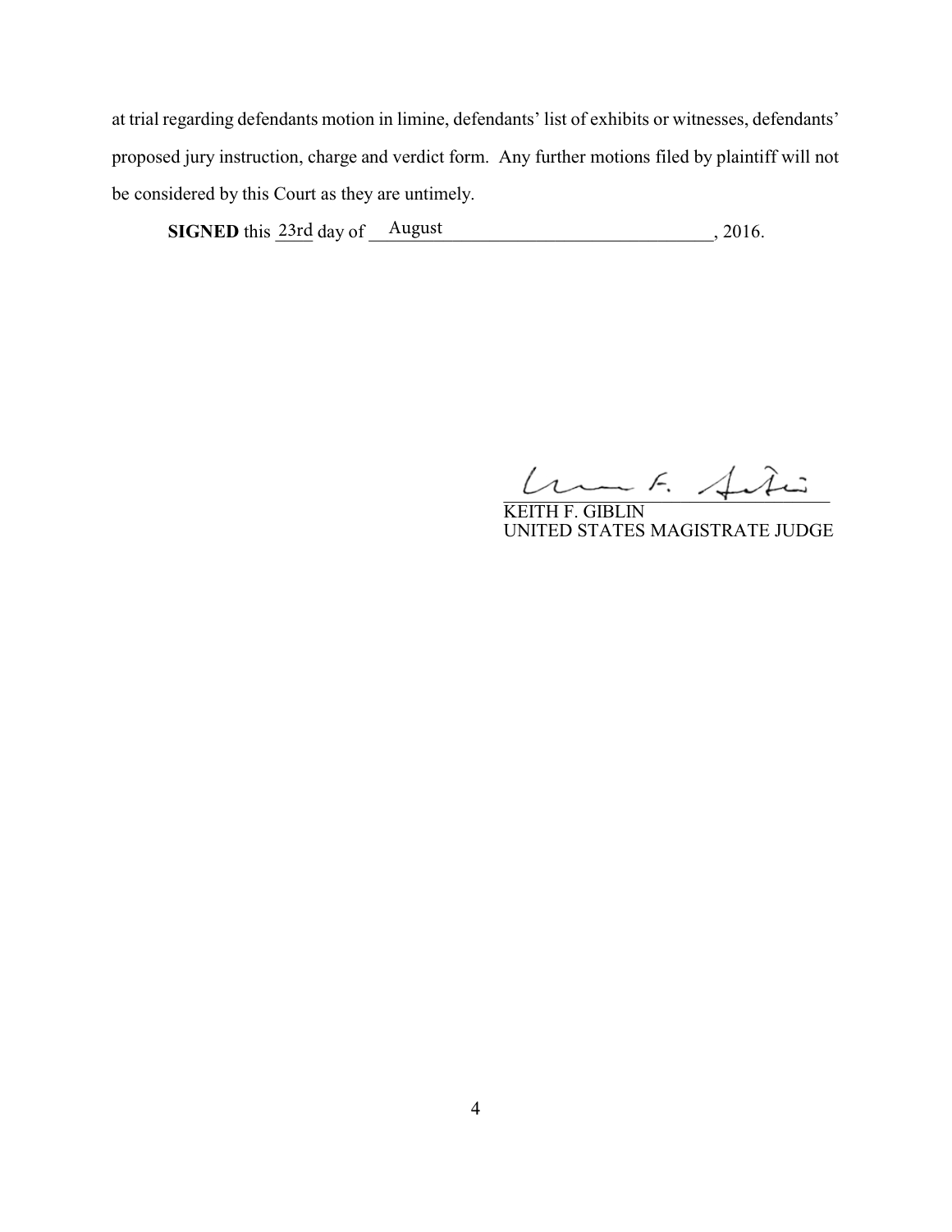at trial regarding defendants motion in limine, defendants' list of exhibits or witnesses, defendants' proposed jury instruction, charge and verdict form. Any further motions filed by plaintiff will not be considered by this Court as they are untimely.

**SIGNED** this 23rd day of August, 2016.

KEITH F. GIBLIN
UNITED STATES MAGISTRATE JUDGE